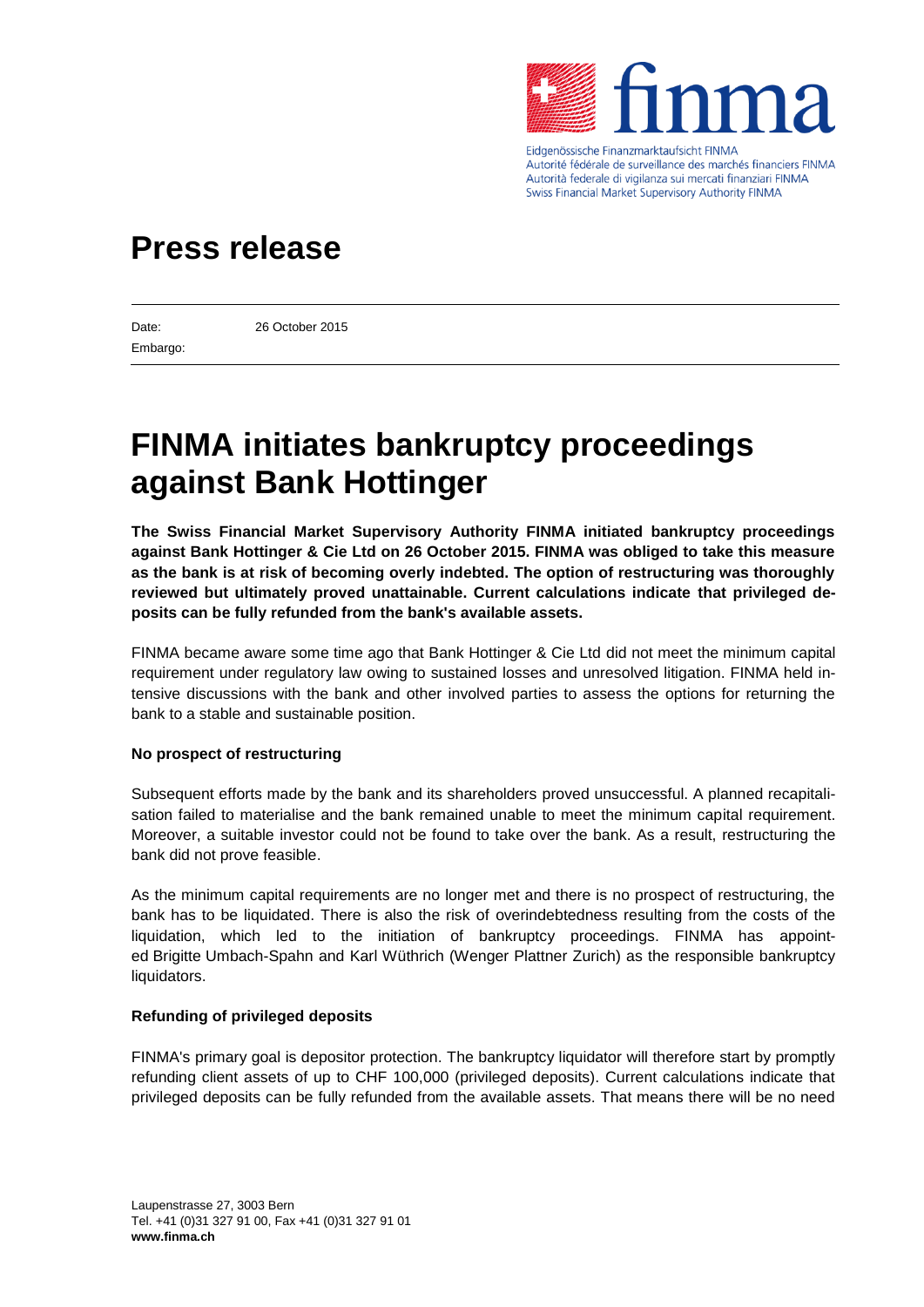Eidgenössische Finanzmarktaufsicht FINMA
Autorité fédérale de surveillance des marchés financiers FINMA
Autorità federale di vigilanza sui mercati finanziari FINMA
Swiss Financial Market Supervisory Authority FINMA

# Press release

| Date: | 26 October 2015 |
| --- | --- |
| Embargo: | |

# FINMA initiates bankruptcy proceedings against Bank Hottinger

**The Swiss Financial Market Supervisory Authority FINMA initiated bankruptcy proceedings against Bank Hottinger & Cie Ltd on 26 October 2015. FINMA was obliged to take this measure as the bank is at risk of becoming overly indebted. The option of restructuring was thoroughly reviewed but ultimately proved unattainable. Current calculations indicate that privileged deposits can be fully refunded from the bank's available assets.**

FINMA became aware some time ago that Bank Hottinger & Cie Ltd did not meet the minimum capital requirement under regulatory law owing to sustained losses and unresolved litigation. FINMA held intensive discussions with the bank and other involved parties to assess the options for returning the bank to a stable and sustainable position.

### No prospect of restructuring

Subsequent efforts made by the bank and its shareholders proved unsuccessful. A planned recapitalisation failed to materialise and the bank remained unable to meet the minimum capital requirement. Moreover, a suitable investor could not be found to take over the bank. As a result, restructuring the bank did not prove feasible.

As the minimum capital requirements are no longer met and there is no prospect of restructuring, the bank has to be liquidated. There is also the risk of overindebtedness resulting from the costs of the liquidation, which led to the initiation of bankruptcy proceedings. FINMA has appointed Brigitte Umbach-Spahn and Karl Wüthrich (Wenger Plattner Zurich) as the responsible bankruptcy liquidators.

### Refunding of privileged deposits

FINMA's primary goal is depositor protection. The bankruptcy liquidator will therefore start by promptly refunding client assets of up to CHF 100,000 (privileged deposits). Current calculations indicate that privileged deposits can be fully refunded from the available assets. That means there will be no need

Laupenstrasse 27, 3003 Bern
Tel. +41 (0)31 327 91 00, Fax +41 (0)31 327 91 01
**www.finma.ch**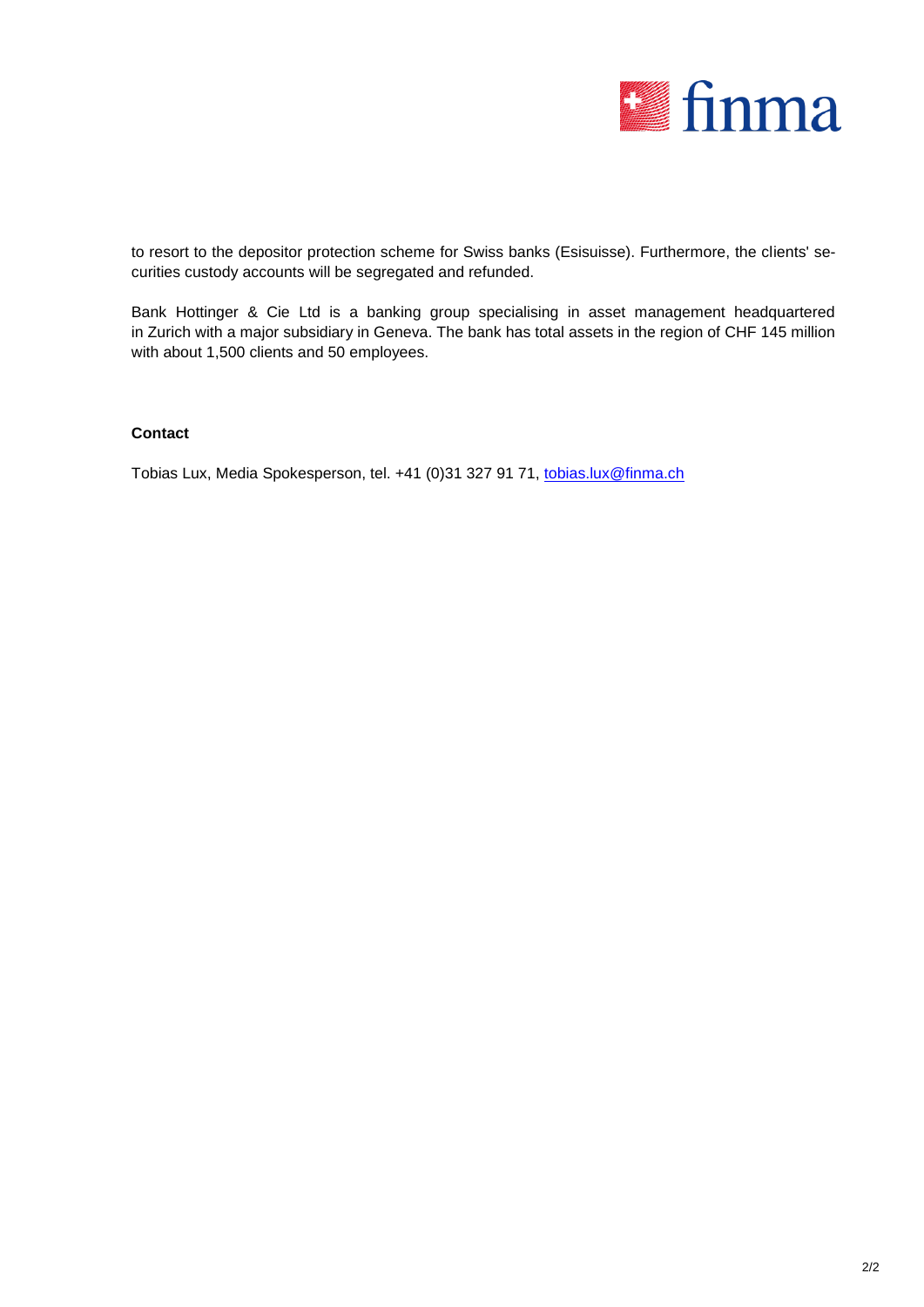to resort to the depositor protection scheme for Swiss banks (Esisuisse). Furthermore, the clients' securities custody accounts will be segregated and refunded.

Bank Hottinger & Cie Ltd is a banking group specialising in asset management headquartered in Zurich with a major subsidiary in Geneva. The bank has total assets in the region of CHF 145 million with about 1,500 clients and 50 employees.

**Contact**

Tobias Lux, Media Spokesperson, tel. +41 (0)31 327 91 71, tobias.lux@finma.ch